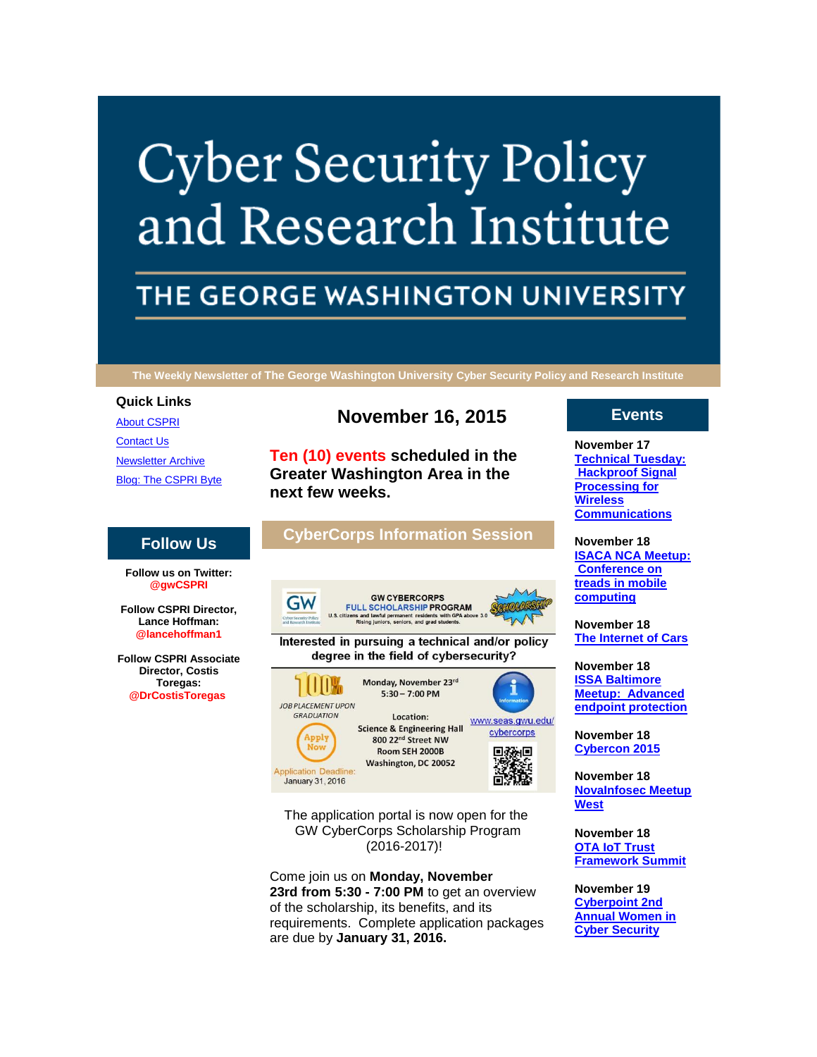# Cyber Security Policy and Research Institute

## THE GEORGE WASHINGTON UNIVERSITY

**The Weekly Newsletter of The George Washington University Cyber Security Policy and Research Institute**

### Quick Links

[About CSPRI]

[Contact Us]

[Newsletter Archive]

[Blog: The CSPRI Byte]

### Follow Us

**Follow us on Twitter: @gwCSPRI**

**Follow CSPRI Director, Lance Hoffman: @lancehoffman1**

**Follow CSPRI Associate Director, Costis Toregas: @DrCostisToregas**

## November 16, 2015

**Ten (10) events scheduled in the Greater Washington Area in the next few weeks.**

### CyberCorps Information Session

GW CYBERCORPS FULL SCHOLARSHIP PROGRAM

U.S. citizens and lawful permanent residents with GPA above 3.0 Rising juniors, seniors, and grad students.

SCHOLARSHIP

Interested in pursuing a technical and/or policy degree in the field of cybersecurity?

100% JOB PLACEMENT UPON GRADUATION

Monday, November 23rd 5:30 – 7:00 PM

Location: Science & Engineering Hall 800 22nd Street NW Room SEH 2000B Washington, DC 20052

www.seas.gwu.edu/cybercorps

Apply Now

Application Deadline: January 31, 2016

The application portal is now open for the GW CyberCorps Scholarship Program (2016-2017)!

Come join us on **Monday, November 23rd from 5:30 - 7:00 PM** to get an overview of the scholarship, its benefits, and its requirements. Complete application packages are due by **January 31, 2016.**

### Events

**November 17**
[Technical Tuesday: Hackproof Signal Processing for Wireless Communications]

**November 18**
[ISACA NCA Meetup: Conference on treads in mobile computing]

**November 18**
[The Internet of Cars]

**November 18**
[ISSA Baltimore Meetup: Advanced endpoint protection]

**November 18**
[Cybercon 2015]

**November 18**
[NovaInfosec Meetup West]

**November 18**
[OTA IoT Trust Framework Summit]

**November 19**
[Cyberpoint 2nd Annual Women in Cyber Security]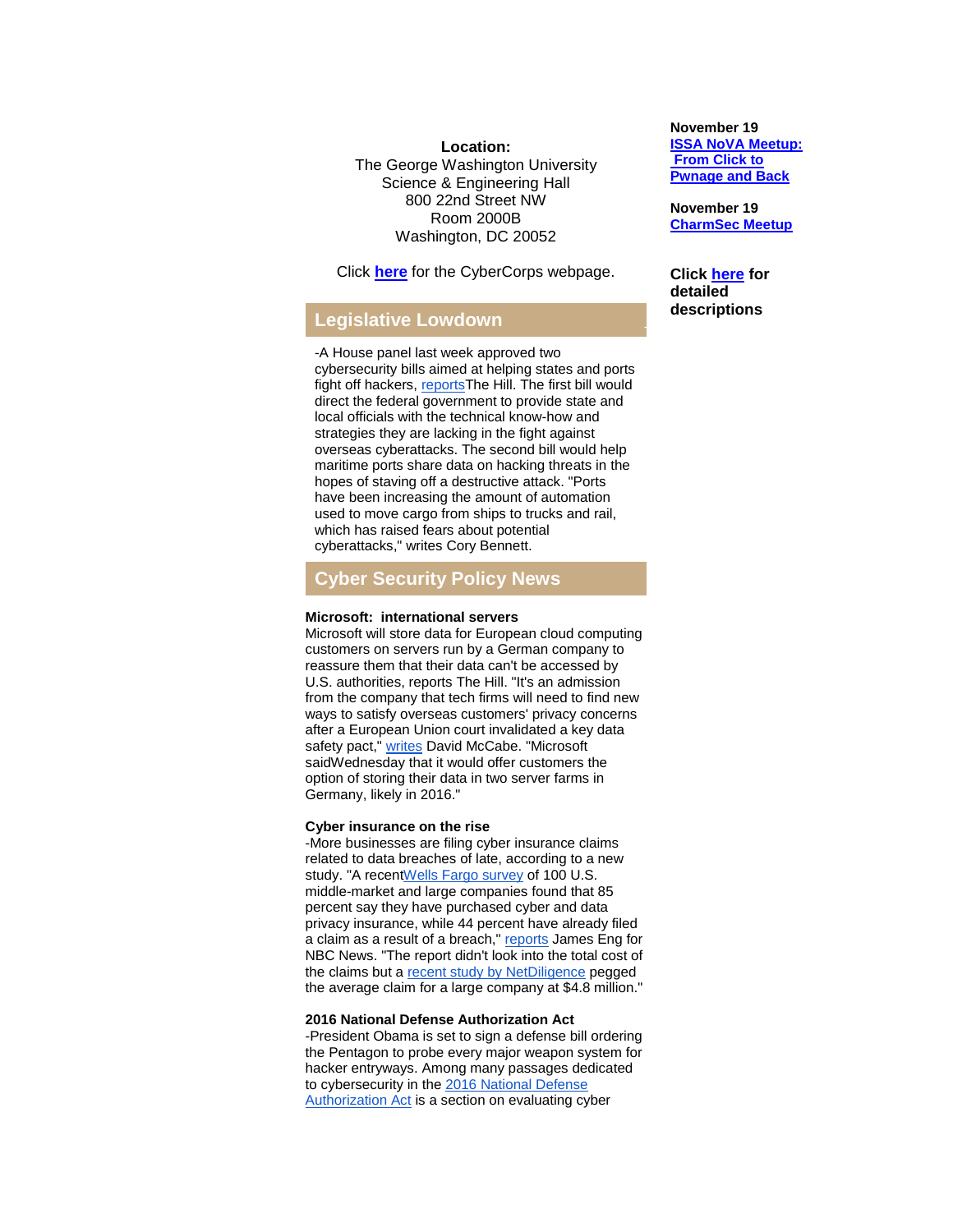**Location:**
The George Washington University
Science & Engineering Hall
800 22nd Street NW
Room 2000B
Washington, DC 20052

Click **here** for the CyberCorps webpage.

## Legislative Lowdown

-A House panel last week approved two cybersecurity bills aimed at helping states and ports fight off hackers, reportsThe Hill. The first bill would direct the federal government to provide state and local officials with the technical know-how and strategies they are lacking in the fight against overseas cyberattacks. The second bill would help maritime ports share data on hacking threats in the hopes of staving off a destructive attack. "Ports have been increasing the amount of automation used to move cargo from ships to trucks and rail, which has raised fears about potential cyberattacks," writes Cory Bennett.

## Cyber Security Policy News

**Microsoft: international servers**
Microsoft will store data for European cloud computing customers on servers run by a German company to reassure them that their data can't be accessed by U.S. authorities, reports The Hill. "It's an admission from the company that tech firms will need to find new ways to satisfy overseas customers' privacy concerns after a European Union court invalidated a key data safety pact," writes David McCabe. "Microsoft saidWednesday that it would offer customers the option of storing their data in two server farms in Germany, likely in 2016."

**Cyber insurance on the rise**
-More businesses are filing cyber insurance claims related to data breaches of late, according to a new study. "A recentWells Fargo survey of 100 U.S. middle-market and large companies found that 85 percent say they have purchased cyber and data privacy insurance, while 44 percent have already filed a claim as a result of a breach," reports James Eng for NBC News. "The report didn't look into the total cost of the claims but a recent study by NetDiligence pegged the average claim for a large company at $4.8 million."

**2016 National Defense Authorization Act**
-President Obama is set to sign a defense bill ordering the Pentagon to probe every major weapon system for hacker entryways. Among many passages dedicated to cybersecurity in the 2016 National Defense Authorization Act is a section on evaluating cyber

**November 19**
**ISSA NoVA Meetup: From Click to Pwnage and Back**

**November 19**
**CharmSec Meetup**

**Click here for detailed descriptions**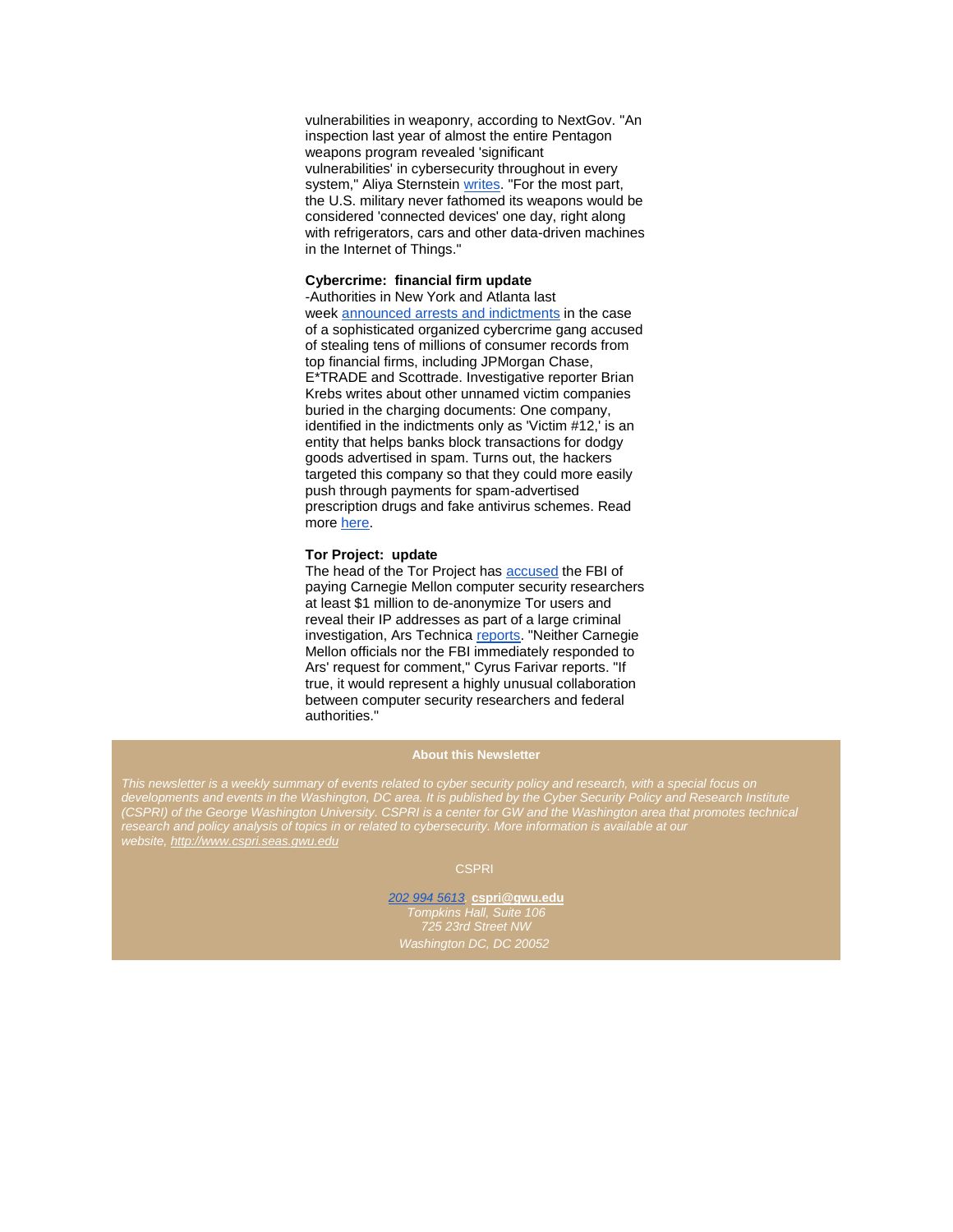vulnerabilities in weaponry, according to NextGov. "An inspection last year of almost the entire Pentagon weapons program revealed 'significant vulnerabilities' in cybersecurity throughout in every system," Aliya Sternstein writes. "For the most part, the U.S. military never fathomed its weapons would be considered 'connected devices' one day, right along with refrigerators, cars and other data-driven machines in the Internet of Things."

**Cybercrime: financial firm update**

-Authorities in New York and Atlanta last week announced arrests and indictments in the case of a sophisticated organized cybercrime gang accused of stealing tens of millions of consumer records from top financial firms, including JPMorgan Chase, E*TRADE and Scottrade. Investigative reporter Brian Krebs writes about other unnamed victim companies buried in the charging documents: One company, identified in the indictments only as 'Victim #12,' is an entity that helps banks block transactions for dodgy goods advertised in spam. Turns out, the hackers targeted this company so that they could more easily push through payments for spam-advertised prescription drugs and fake antivirus schemes. Read more here.

**Tor Project: update**

The head of the Tor Project has accused the FBI of paying Carnegie Mellon computer security researchers at least $1 million to de-anonymize Tor users and reveal their IP addresses as part of a large criminal investigation, Ars Technica reports. "Neither Carnegie Mellon officials nor the FBI immediately responded to Ars' request for comment," Cyrus Farivar reports. "If true, it would represent a highly unusual collaboration between computer security researchers and federal authorities."

**About this Newsletter**

*This newsletter is a weekly summary of events related to cyber security policy and research, with a special focus on developments and events in the Washington, DC area. It is published by the Cyber Security Policy and Research Institute (CSPRI) of the George Washington University. CSPRI is a center for GW and the Washington area that promotes technical research and policy analysis of topics in or related to cybersecurity. More information is available at our website, http://www.cspri.seas.gwu.edu*

CSPRI

*202 994 5613* **cspri@gwu.edu**
*Tompkins Hall, Suite 106*
*725 23rd Street NW*
*Washington DC, DC 20052*